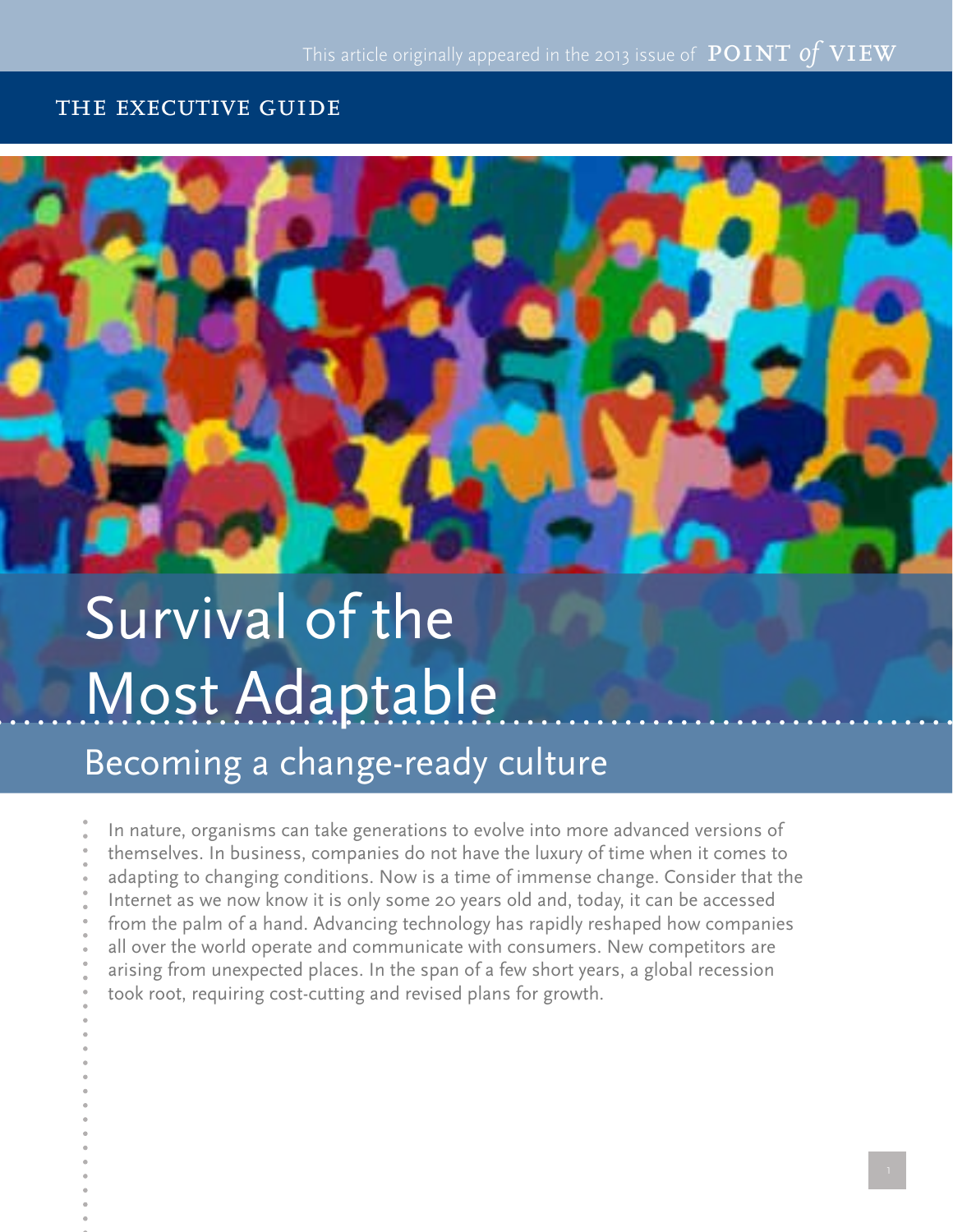This article originally appeared in the 2013 issue of POINT *of* VIEW

THE EXECUTIVE GUIDE

# Survival of the Most Adaptable

## Becoming a change-ready culture

In nature, organisms can take generations to evolve into more advanced versions of themselves. In business, companies do not have the luxury of time when it comes to adapting to changing conditions. Now is a time of immense change. Consider that the Internet as we now know it is only some 20 years old and, today, it can be accessed from the palm of a hand. Advancing technology has rapidly reshaped how companies all over the world operate and communicate with consumers. New competitors are arising from unexpected places. In the span of a few short years, a global recession took root, requiring cost-cutting and revised plans for growth.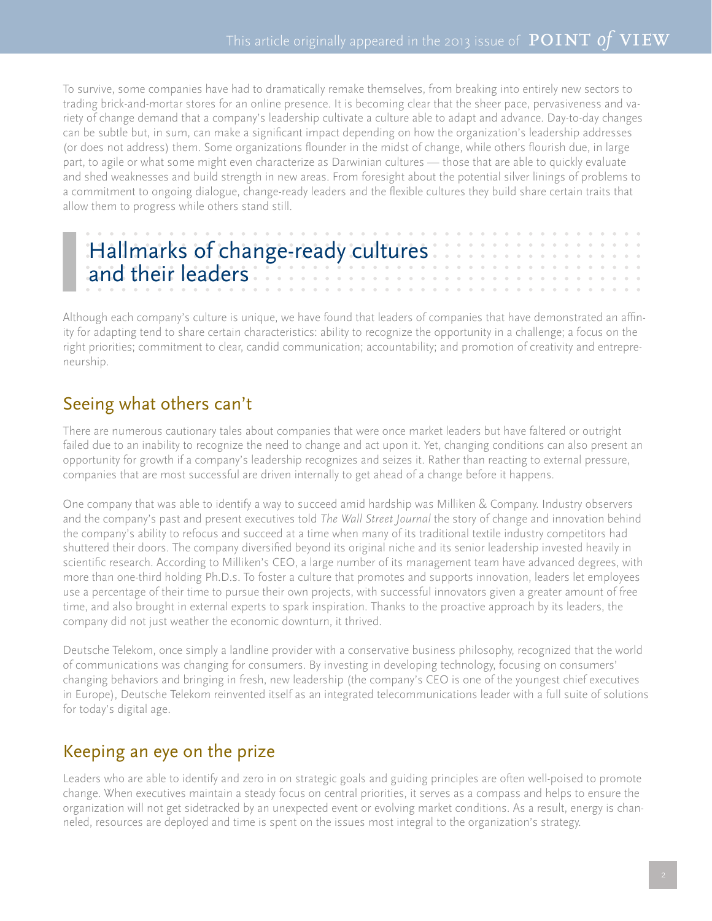To survive, some companies have had to dramatically remake themselves, from breaking into entirely new sectors to trading brick-and-mortar stores for an online presence. It is becoming clear that the sheer pace, pervasiveness and variety of change demand that a company's leadership cultivate a culture able to adapt and advance. Day-to-day changes can be subtle but, in sum, can make a significant impact depending on how the organization's leadership addresses (or does not address) them. Some organizations flounder in the midst of change, while others flourish due, in large part, to agile or what some might even characterize as Darwinian cultures — those that are able to quickly evaluate and shed weaknesses and build strength in new areas. From foresight about the potential silver linings of problems to a commitment to ongoing dialogue, change-ready leaders and the flexible cultures they build share certain traits that allow them to progress while others stand still.

# Hallmarks of change-ready cultures and their leaders

Although each company's culture is unique, we have found that leaders of companies that have demonstrated an affinity for adapting tend to share certain characteristics: ability to recognize the opportunity in a challenge; a focus on the right priorities; commitment to clear, candid communication; accountability; and promotion of creativity and entrepreneurship.

## Seeing what others can't

There are numerous cautionary tales about companies that were once market leaders but have faltered or outright failed due to an inability to recognize the need to change and act upon it. Yet, changing conditions can also present an opportunity for growth if a company's leadership recognizes and seizes it. Rather than reacting to external pressure, companies that are most successful are driven internally to get ahead of a change before it happens.

One company that was able to identify a way to succeed amid hardship was Milliken & Company. Industry observers and the company's past and present executives told *The Wall Street Journal* the story of change and innovation behind the company's ability to refocus and succeed at a time when many of its traditional textile industry competitors had shuttered their doors. The company diversified beyond its original niche and its senior leadership invested heavily in scientific research. According to Milliken's CEO, a large number of its management team have advanced degrees, with more than one-third holding Ph.D.s. To foster a culture that promotes and supports innovation, leaders let employees use a percentage of their time to pursue their own projects, with successful innovators given a greater amount of free time, and also brought in external experts to spark inspiration. Thanks to the proactive approach by its leaders, the company did not just weather the economic downturn, it thrived.

Deutsche Telekom, once simply a landline provider with a conservative business philosophy, recognized that the world of communications was changing for consumers. By investing in developing technology, focusing on consumers' changing behaviors and bringing in fresh, new leadership (the company's CEO is one of the youngest chief executives in Europe), Deutsche Telekom reinvented itself as an integrated telecommunications leader with a full suite of solutions for today's digital age.

## Keeping an eye on the prize

Leaders who are able to identify and zero in on strategic goals and guiding principles are often well-poised to promote change. When executives maintain a steady focus on central priorities, it serves as a compass and helps to ensure the organization will not get sidetracked by an unexpected event or evolving market conditions. As a result, energy is channeled, resources are deployed and time is spent on the issues most integral to the organization's strategy.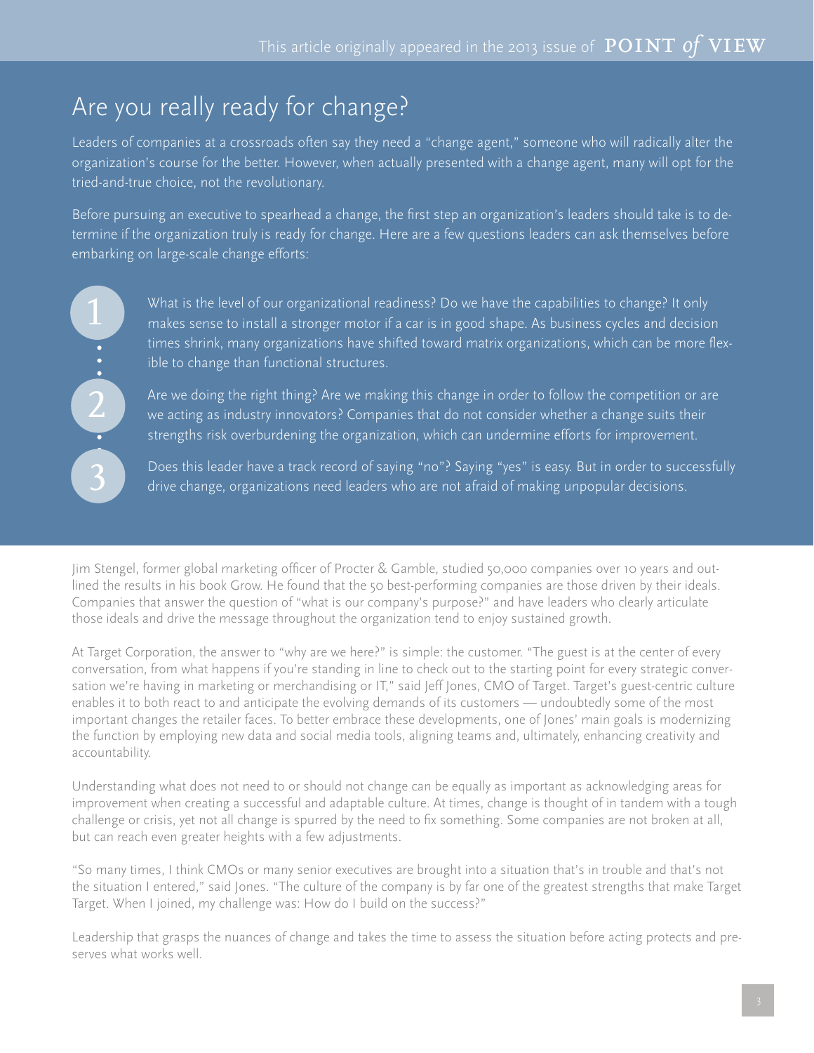This article originally appeared in the 2013 issue of POINT *of* VIEW

## Are you really ready for change?

Leaders of companies at a crossroads often say they need a "change agent," someone who will radically alter the organization's course for the better. However, when actually presented with a change agent, many will opt for the tried-and-true choice, not the revolutionary.

Before pursuing an executive to spearhead a change, the first step an organization's leaders should take is to determine if the organization truly is ready for change. Here are a few questions leaders can ask themselves before embarking on large-scale change efforts:

1. What is the level of our organizational readiness? Do we have the capabilities to change? It only makes sense to install a stronger motor if a car is in good shape. As business cycles and decision times shrink, many organizations have shifted toward matrix organizations, which can be more flexible to change than functional structures.
2. Are we doing the right thing? Are we making this change in order to follow the competition or are we acting as industry innovators? Companies that do not consider whether a change suits their strengths risk overburdening the organization, which can undermine efforts for improvement.
3. Does this leader have a track record of saying "no"? Saying "yes" is easy. But in order to successfully drive change, organizations need leaders who are not afraid of making unpopular decisions.

Jim Stengel, former global marketing officer of Procter & Gamble, studied 50,000 companies over 10 years and outlined the results in his book Grow. He found that the 50 best-performing companies are those driven by their ideals. Companies that answer the question of "what is our company's purpose?" and have leaders who clearly articulate those ideals and drive the message throughout the organization tend to enjoy sustained growth.

At Target Corporation, the answer to "why are we here?" is simple: the customer. "The guest is at the center of every conversation, from what happens if you're standing in line to check out to the starting point for every strategic conversation we're having in marketing or merchandising or IT," said Jeff Jones, CMO of Target. Target's guest-centric culture enables it to both react to and anticipate the evolving demands of its customers — undoubtedly some of the most important changes the retailer faces. To better embrace these developments, one of Jones' main goals is modernizing the function by employing new data and social media tools, aligning teams and, ultimately, enhancing creativity and accountability.

Understanding what does not need to or should not change can be equally as important as acknowledging areas for improvement when creating a successful and adaptable culture. At times, change is thought of in tandem with a tough challenge or crisis, yet not all change is spurred by the need to fix something. Some companies are not broken at all, but can reach even greater heights with a few adjustments.

"So many times, I think CMOs or many senior executives are brought into a situation that's in trouble and that's not the situation I entered," said Jones. "The culture of the company is by far one of the greatest strengths that make Target Target. When I joined, my challenge was: How do I build on the success?"

Leadership that grasps the nuances of change and takes the time to assess the situation before acting protects and preserves what works well.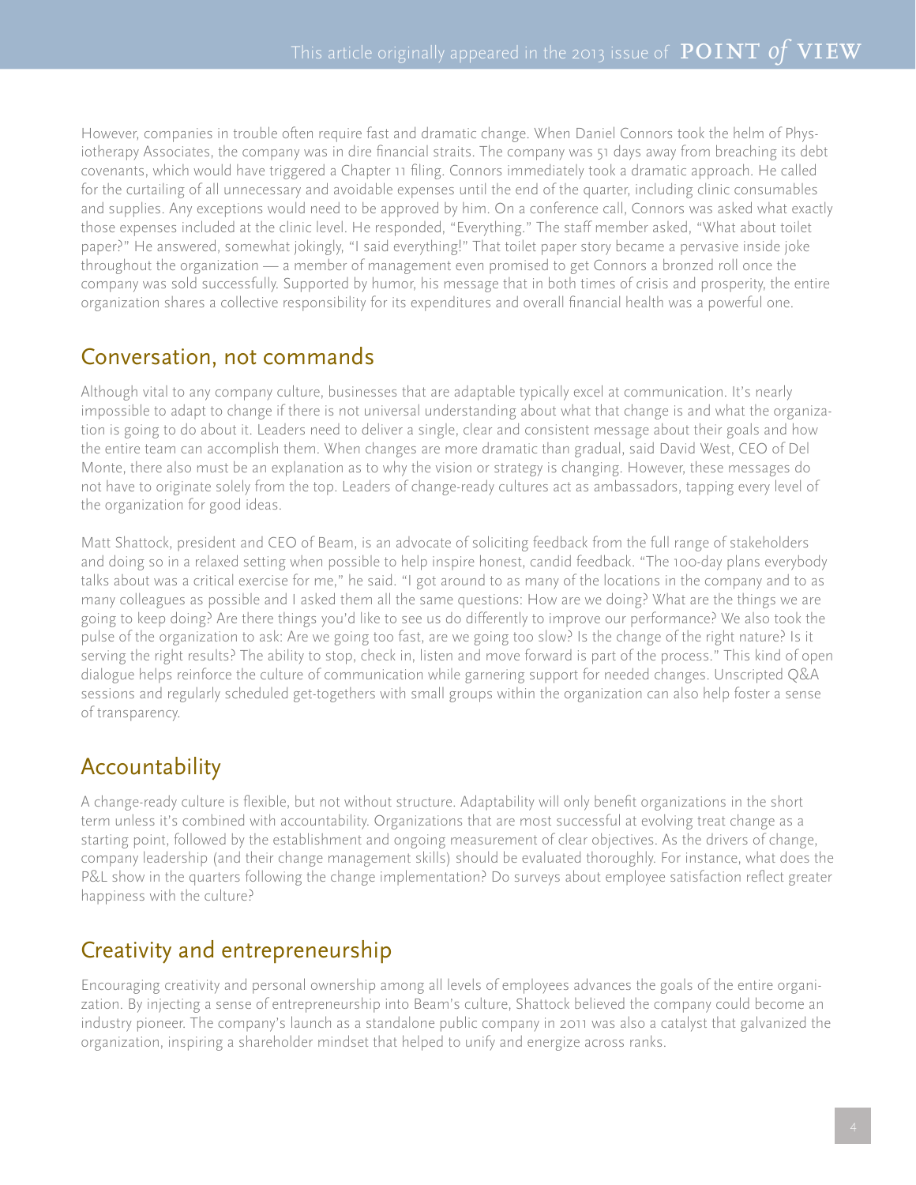However, companies in trouble often require fast and dramatic change. When Daniel Connors took the helm of Physiotherapy Associates, the company was in dire financial straits. The company was 51 days away from breaching its debt covenants, which would have triggered a Chapter 11 filing. Connors immediately took a dramatic approach. He called for the curtailing of all unnecessary and avoidable expenses until the end of the quarter, including clinic consumables and supplies. Any exceptions would need to be approved by him. On a conference call, Connors was asked what exactly those expenses included at the clinic level. He responded, "Everything." The staff member asked, "What about toilet paper?" He answered, somewhat jokingly, "I said everything!" That toilet paper story became a pervasive inside joke throughout the organization — a member of management even promised to get Connors a bronzed roll once the company was sold successfully. Supported by humor, his message that in both times of crisis and prosperity, the entire organization shares a collective responsibility for its expenditures and overall financial health was a powerful one.

## Conversation, not commands

Although vital to any company culture, businesses that are adaptable typically excel at communication. It's nearly impossible to adapt to change if there is not universal understanding about what that change is and what the organization is going to do about it. Leaders need to deliver a single, clear and consistent message about their goals and how the entire team can accomplish them. When changes are more dramatic than gradual, said David West, CEO of Del Monte, there also must be an explanation as to why the vision or strategy is changing. However, these messages do not have to originate solely from the top. Leaders of change-ready cultures act as ambassadors, tapping every level of the organization for good ideas.

Matt Shattock, president and CEO of Beam, is an advocate of soliciting feedback from the full range of stakeholders and doing so in a relaxed setting when possible to help inspire honest, candid feedback. "The 100-day plans everybody talks about was a critical exercise for me," he said. "I got around to as many of the locations in the company and to as many colleagues as possible and I asked them all the same questions: How are we doing? What are the things we are going to keep doing? Are there things you'd like to see us do differently to improve our performance? We also took the pulse of the organization to ask: Are we going too fast, are we going too slow? Is the change of the right nature? Is it serving the right results? The ability to stop, check in, listen and move forward is part of the process." This kind of open dialogue helps reinforce the culture of communication while garnering support for needed changes. Unscripted Q&A sessions and regularly scheduled get-togethers with small groups within the organization can also help foster a sense of transparency.

## Accountability

A change-ready culture is flexible, but not without structure. Adaptability will only benefit organizations in the short term unless it's combined with accountability. Organizations that are most successful at evolving treat change as a starting point, followed by the establishment and ongoing measurement of clear objectives. As the drivers of change, company leadership (and their change management skills) should be evaluated thoroughly. For instance, what does the P&L show in the quarters following the change implementation? Do surveys about employee satisfaction reflect greater happiness with the culture?

## Creativity and entrepreneurship

Encouraging creativity and personal ownership among all levels of employees advances the goals of the entire organization. By injecting a sense of entrepreneurship into Beam's culture, Shattock believed the company could become an industry pioneer. The company's launch as a standalone public company in 2011 was also a catalyst that galvanized the organization, inspiring a shareholder mindset that helped to unify and energize across ranks.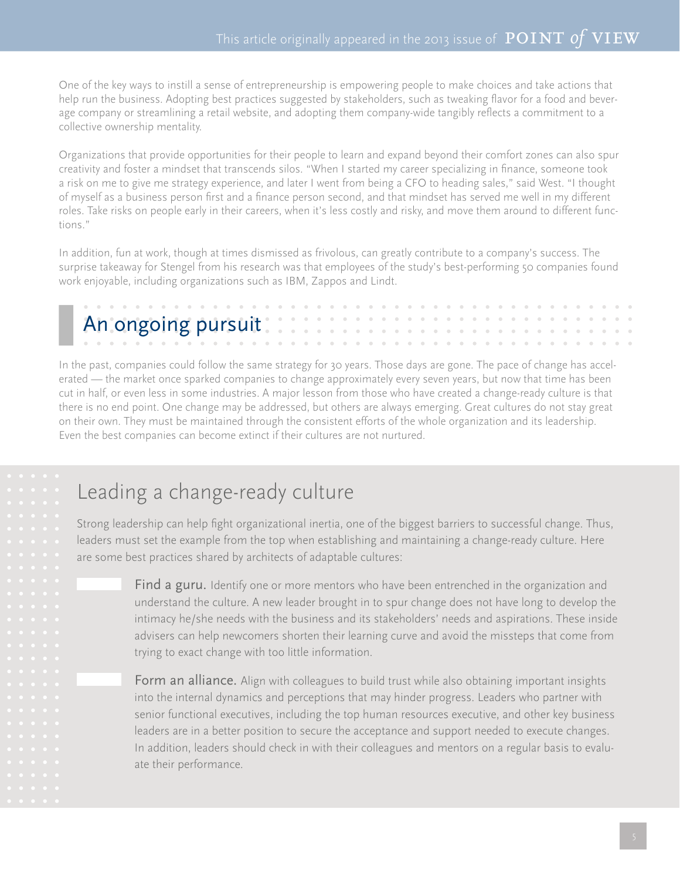One of the key ways to instill a sense of entrepreneurship is empowering people to make choices and take actions that help run the business. Adopting best practices suggested by stakeholders, such as tweaking flavor for a food and beverage company or streamlining a retail website, and adopting them company-wide tangibly reflects a commitment to a collective ownership mentality.

Organizations that provide opportunities for their people to learn and expand beyond their comfort zones can also spur creativity and foster a mindset that transcends silos. "When I started my career specializing in finance, someone took a risk on me to give me strategy experience, and later I went from being a CFO to heading sales," said West. "I thought of myself as a business person first and a finance person second, and that mindset has served me well in my different roles. Take risks on people early in their careers, when it's less costly and risky, and move them around to different functions."

In addition, fun at work, though at times dismissed as frivolous, can greatly contribute to a company's success. The surprise takeaway for Stengel from his research was that employees of the study's best-performing 50 companies found work enjoyable, including organizations such as IBM, Zappos and Lindt.

## An ongoing pursuit

In the past, companies could follow the same strategy for 30 years. Those days are gone. The pace of change has accelerated — the market once sparked companies to change approximately every seven years, but now that time has been cut in half, or even less in some industries. A major lesson from those who have created a change-ready culture is that there is no end point. One change may be addressed, but others are always emerging. Great cultures do not stay great on their own. They must be maintained through the consistent efforts of the whole organization and its leadership. Even the best companies can become extinct if their cultures are not nurtured.

## Leading a change-ready culture

Strong leadership can help fight organizational inertia, one of the biggest barriers to successful change. Thus, leaders must set the example from the top when establishing and maintaining a change-ready culture. Here are some best practices shared by architects of adaptable cultures:

- **Find a guru.** Identify one or more mentors who have been entrenched in the organization and understand the culture. A new leader brought in to spur change does not have long to develop the intimacy he/she needs with the business and its stakeholders' needs and aspirations. These inside advisers can help newcomers shorten their learning curve and avoid the missteps that come from trying to exact change with too little information.

- **Form an alliance.** Align with colleagues to build trust while also obtaining important insights into the internal dynamics and perceptions that may hinder progress. Leaders who partner with senior functional executives, including the top human resources executive, and other key business leaders are in a better position to secure the acceptance and support needed to execute changes. In addition, leaders should check in with their colleagues and mentors on a regular basis to evaluate their performance.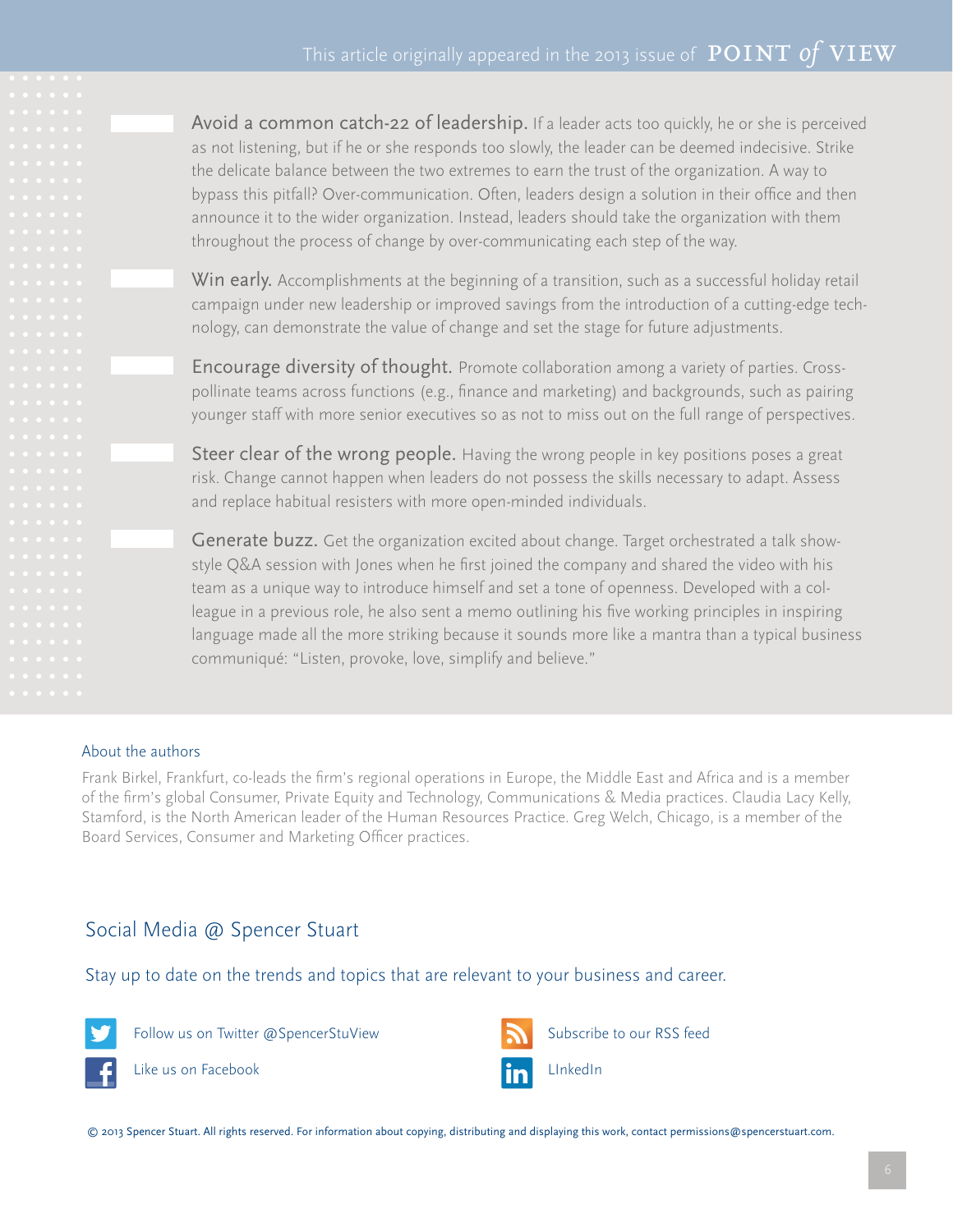- **Avoid a common catch-22 of leadership.** If a leader acts too quickly, he or she is perceived as not listening, but if he or she responds too slowly, the leader can be deemed indecisive. Strike the delicate balance between the two extremes to earn the trust of the organization. A way to bypass this pitfall? Over-communication. Often, leaders design a solution in their office and then announce it to the wider organization. Instead, leaders should take the organization with them throughout the process of change by over-communicating each step of the way.

- **Win early.** Accomplishments at the beginning of a transition, such as a successful holiday retail campaign under new leadership or improved savings from the introduction of a cutting-edge technology, can demonstrate the value of change and set the stage for future adjustments.

- **Encourage diversity of thought.** Promote collaboration among a variety of parties. Cross-pollinate teams across functions (e.g., finance and marketing) and backgrounds, such as pairing younger staff with more senior executives so as not to miss out on the full range of perspectives.

- **Steer clear of the wrong people.** Having the wrong people in key positions poses a great risk. Change cannot happen when leaders do not possess the skills necessary to adapt. Assess and replace habitual resisters with more open-minded individuals.

- **Generate buzz.** Get the organization excited about change. Target orchestrated a talk show-style Q&A session with Jones when he first joined the company and shared the video with his team as a unique way to introduce himself and set a tone of openness. Developed with a colleague in a previous role, he also sent a memo outlining his five working principles in inspiring language made all the more striking because it sounds more like a mantra than a typical business communiqué: "Listen, provoke, love, simplify and believe."

### About the authors

Frank Birkel, Frankfurt, co-leads the firm's regional operations in Europe, the Middle East and Africa and is a member of the firm's global Consumer, Private Equity and Technology, Communications & Media practices. Claudia Lacy Kelly, Stamford, is the North American leader of the Human Resources Practice. Greg Welch, Chicago, is a member of the Board Services, Consumer and Marketing Officer practices.

## Social Media @ Spencer Stuart

Stay up to date on the trends and topics that are relevant to your business and career.

Follow us on Twitter @SpencerStuView

Like us on Facebook

Subscribe to our RSS feed

LInkedIn

© 2013 Spencer Stuart. All rights reserved. For information about copying, distributing and displaying this work, contact permissions@spencerstuart.com.